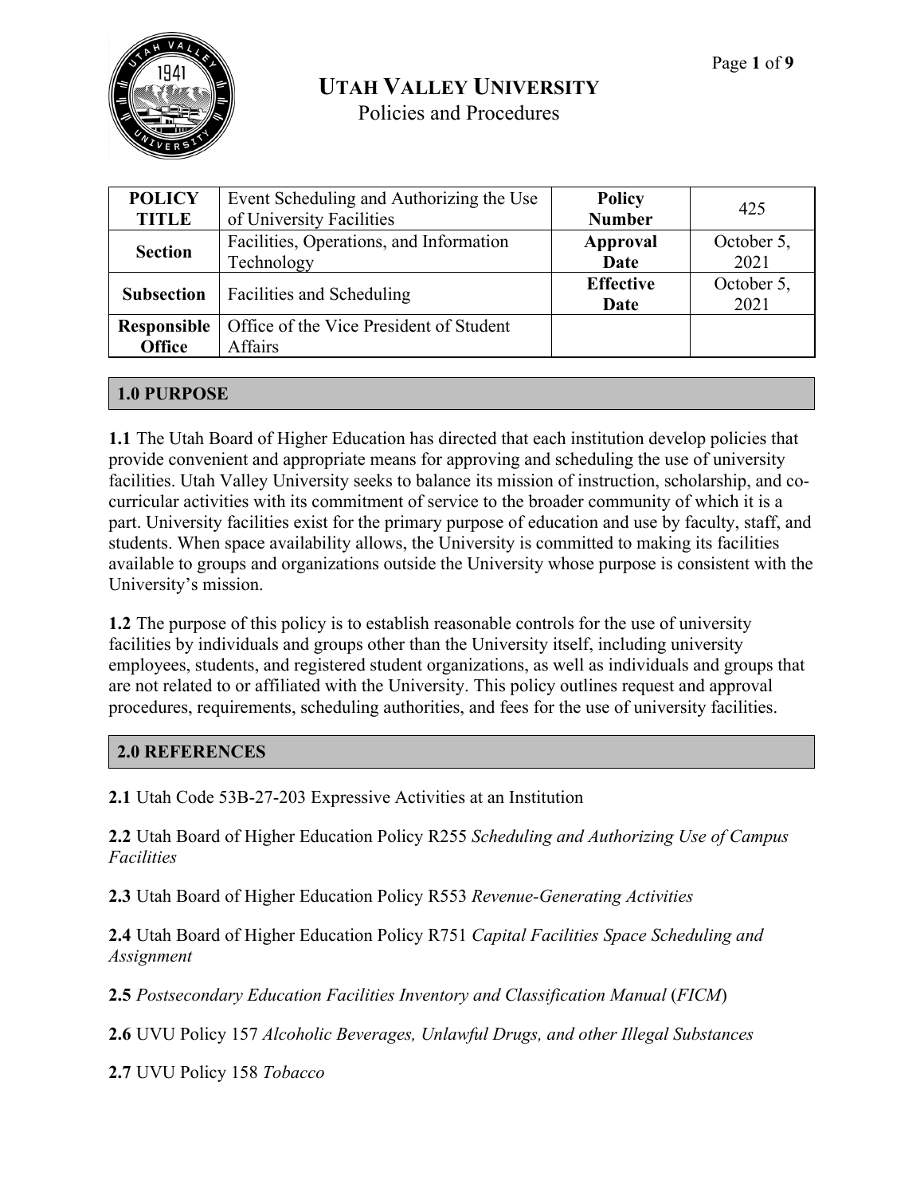# UTAH VALLEY UNIVERSITY
Policies and Procedures

| POLICY TITLE | Event Scheduling and Authorizing the Use of University Facilities | Policy Number | 425 |
| --- | --- | --- | --- |
| Section | Facilities, Operations, and Information Technology | Approval Date | October 5, 2021 |
| Subsection | Facilities and Scheduling | Effective Date | October 5, 2021 |
| Responsible Office | Office of the Vice President of Student Affairs | | |

## 1.0 PURPOSE

**1.1** The Utah Board of Higher Education has directed that each institution develop policies that provide convenient and appropriate means for approving and scheduling the use of university facilities. Utah Valley University seeks to balance its mission of instruction, scholarship, and co-curricular activities with its commitment of service to the broader community of which it is a part. University facilities exist for the primary purpose of education and use by faculty, staff, and students. When space availability allows, the University is committed to making its facilities available to groups and organizations outside the University whose purpose is consistent with the University's mission.

**1.2** The purpose of this policy is to establish reasonable controls for the use of university facilities by individuals and groups other than the University itself, including university employees, students, and registered student organizations, as well as individuals and groups that are not related to or affiliated with the University. This policy outlines request and approval procedures, requirements, scheduling authorities, and fees for the use of university facilities.

## 2.0 REFERENCES

**2.1** Utah Code 53B-27-203 Expressive Activities at an Institution

**2.2** Utah Board of Higher Education Policy R255 *Scheduling and Authorizing Use of Campus Facilities*

**2.3** Utah Board of Higher Education Policy R553 *Revenue-Generating Activities*

**2.4** Utah Board of Higher Education Policy R751 *Capital Facilities Space Scheduling and Assignment*

**2.5** *Postsecondary Education Facilities Inventory and Classification Manual* (*FICM*)

**2.6** UVU Policy 157 *Alcoholic Beverages, Unlawful Drugs, and other Illegal Substances*

**2.7** UVU Policy 158 *Tobacco*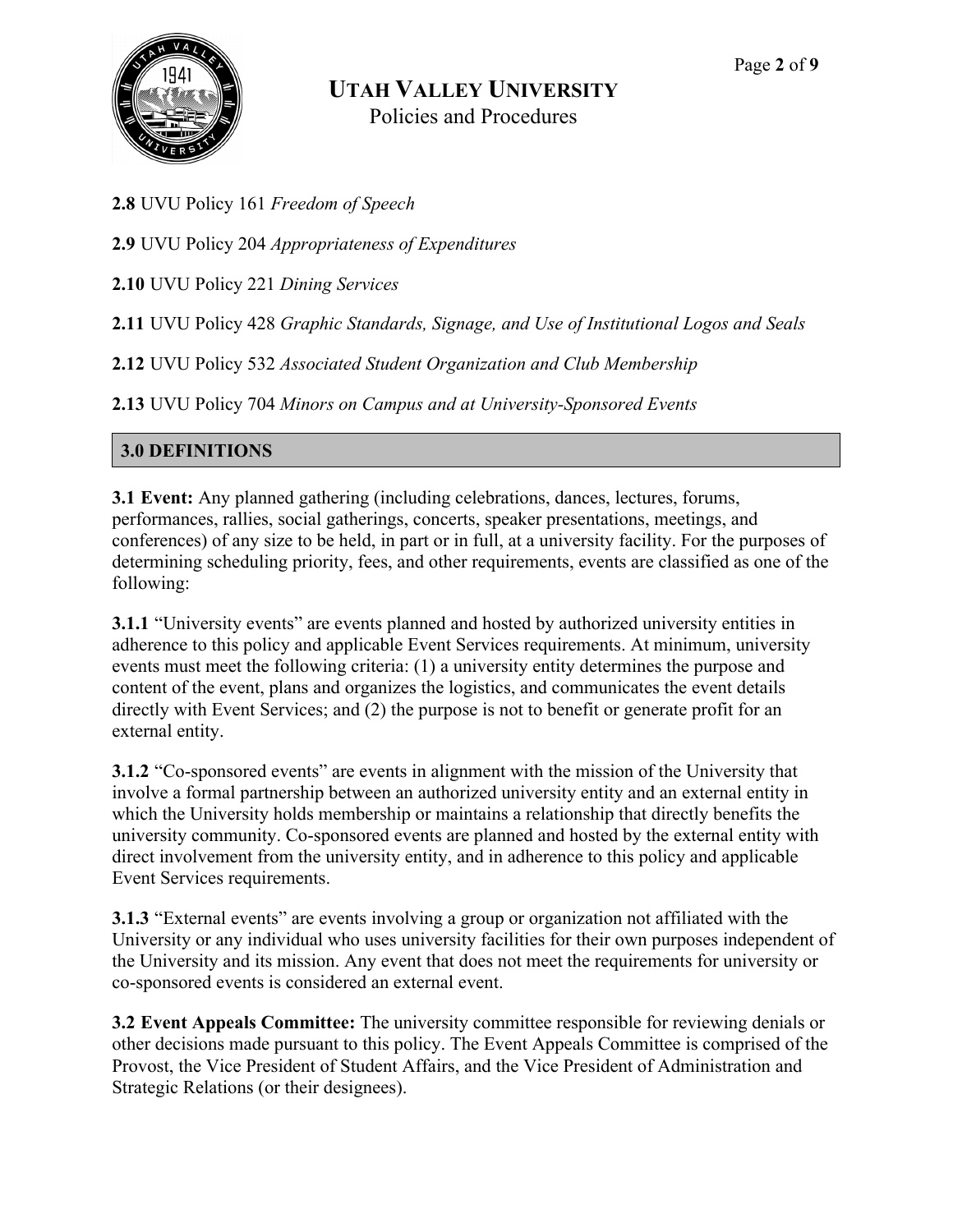**2.8** UVU Policy 161 *Freedom of Speech*

**2.9** UVU Policy 204 *Appropriateness of Expenditures*

**2.10** UVU Policy 221 *Dining Services*

**2.11** UVU Policy 428 *Graphic Standards, Signage, and Use of Institutional Logos and Seals*

**2.12** UVU Policy 532 *Associated Student Organization and Club Membership*

**2.13** UVU Policy 704 *Minors on Campus and at University-Sponsored Events*

## 3.0 DEFINITIONS

**3.1 Event:** Any planned gathering (including celebrations, dances, lectures, forums, performances, rallies, social gatherings, concerts, speaker presentations, meetings, and conferences) of any size to be held, in part or in full, at a university facility. For the purposes of determining scheduling priority, fees, and other requirements, events are classified as one of the following:

**3.1.1** "University events" are events planned and hosted by authorized university entities in adherence to this policy and applicable Event Services requirements. At minimum, university events must meet the following criteria: (1) a university entity determines the purpose and content of the event, plans and organizes the logistics, and communicates the event details directly with Event Services; and (2) the purpose is not to benefit or generate profit for an external entity.

**3.1.2** "Co-sponsored events" are events in alignment with the mission of the University that involve a formal partnership between an authorized university entity and an external entity in which the University holds membership or maintains a relationship that directly benefits the university community. Co-sponsored events are planned and hosted by the external entity with direct involvement from the university entity, and in adherence to this policy and applicable Event Services requirements.

**3.1.3** "External events" are events involving a group or organization not affiliated with the University or any individual who uses university facilities for their own purposes independent of the University and its mission. Any event that does not meet the requirements for university or co-sponsored events is considered an external event.

**3.2 Event Appeals Committee:** The university committee responsible for reviewing denials or other decisions made pursuant to this policy. The Event Appeals Committee is comprised of the Provost, the Vice President of Student Affairs, and the Vice President of Administration and Strategic Relations (or their designees).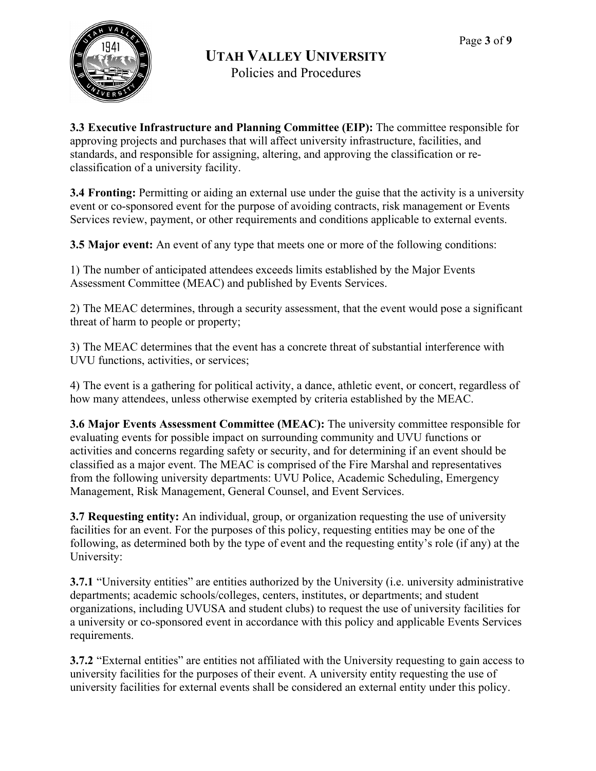**3.3 Executive Infrastructure and Planning Committee (EIP):** The committee responsible for approving projects and purchases that will affect university infrastructure, facilities, and standards, and responsible for assigning, altering, and approving the classification or re-classification of a university facility.

**3.4 Fronting:** Permitting or aiding an external use under the guise that the activity is a university event or co-sponsored event for the purpose of avoiding contracts, risk management or Events Services review, payment, or other requirements and conditions applicable to external events.

**3.5 Major event:** An event of any type that meets one or more of the following conditions:

1) The number of anticipated attendees exceeds limits established by the Major Events Assessment Committee (MEAC) and published by Events Services.

2) The MEAC determines, through a security assessment, that the event would pose a significant threat of harm to people or property;

3) The MEAC determines that the event has a concrete threat of substantial interference with UVU functions, activities, or services;

4) The event is a gathering for political activity, a dance, athletic event, or concert, regardless of how many attendees, unless otherwise exempted by criteria established by the MEAC.

**3.6 Major Events Assessment Committee (MEAC):** The university committee responsible for evaluating events for possible impact on surrounding community and UVU functions or activities and concerns regarding safety or security, and for determining if an event should be classified as a major event. The MEAC is comprised of the Fire Marshal and representatives from the following university departments: UVU Police, Academic Scheduling, Emergency Management, Risk Management, General Counsel, and Event Services.

**3.7 Requesting entity:** An individual, group, or organization requesting the use of university facilities for an event. For the purposes of this policy, requesting entities may be one of the following, as determined both by the type of event and the requesting entity's role (if any) at the University:

**3.7.1** "University entities" are entities authorized by the University (i.e. university administrative departments; academic schools/colleges, centers, institutes, or departments; and student organizations, including UVUSA and student clubs) to request the use of university facilities for a university or co-sponsored event in accordance with this policy and applicable Events Services requirements.

**3.7.2** "External entities" are entities not affiliated with the University requesting to gain access to university facilities for the purposes of their event. A university entity requesting the use of university facilities for external events shall be considered an external entity under this policy.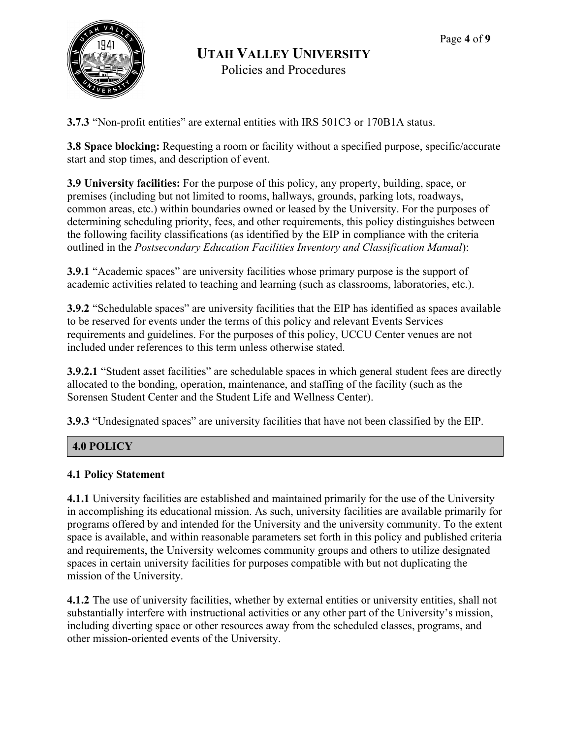**3.7.3** "Non-profit entities" are external entities with IRS 501C3 or 170B1A status.

**3.8 Space blocking:** Requesting a room or facility without a specified purpose, specific/accurate start and stop times, and description of event.

**3.9 University facilities:** For the purpose of this policy, any property, building, space, or premises (including but not limited to rooms, hallways, grounds, parking lots, roadways, common areas, etc.) within boundaries owned or leased by the University. For the purposes of determining scheduling priority, fees, and other requirements, this policy distinguishes between the following facility classifications (as identified by the EIP in compliance with the criteria outlined in the *Postsecondary Education Facilities Inventory and Classification Manual*):

**3.9.1** "Academic spaces" are university facilities whose primary purpose is the support of academic activities related to teaching and learning (such as classrooms, laboratories, etc.).

**3.9.2** "Schedulable spaces" are university facilities that the EIP has identified as spaces available to be reserved for events under the terms of this policy and relevant Events Services requirements and guidelines. For the purposes of this policy, UCCU Center venues are not included under references to this term unless otherwise stated.

**3.9.2.1** "Student asset facilities" are schedulable spaces in which general student fees are directly allocated to the bonding, operation, maintenance, and staffing of the facility (such as the Sorensen Student Center and the Student Life and Wellness Center).

**3.9.3** "Undesignated spaces" are university facilities that have not been classified by the EIP.

## 4.0 POLICY

### 4.1 Policy Statement

**4.1.1** University facilities are established and maintained primarily for the use of the University in accomplishing its educational mission. As such, university facilities are available primarily for programs offered by and intended for the University and the university community. To the extent space is available, and within reasonable parameters set forth in this policy and published criteria and requirements, the University welcomes community groups and others to utilize designated spaces in certain university facilities for purposes compatible with but not duplicating the mission of the University.

**4.1.2** The use of university facilities, whether by external entities or university entities, shall not substantially interfere with instructional activities or any other part of the University's mission, including diverting space or other resources away from the scheduled classes, programs, and other mission-oriented events of the University.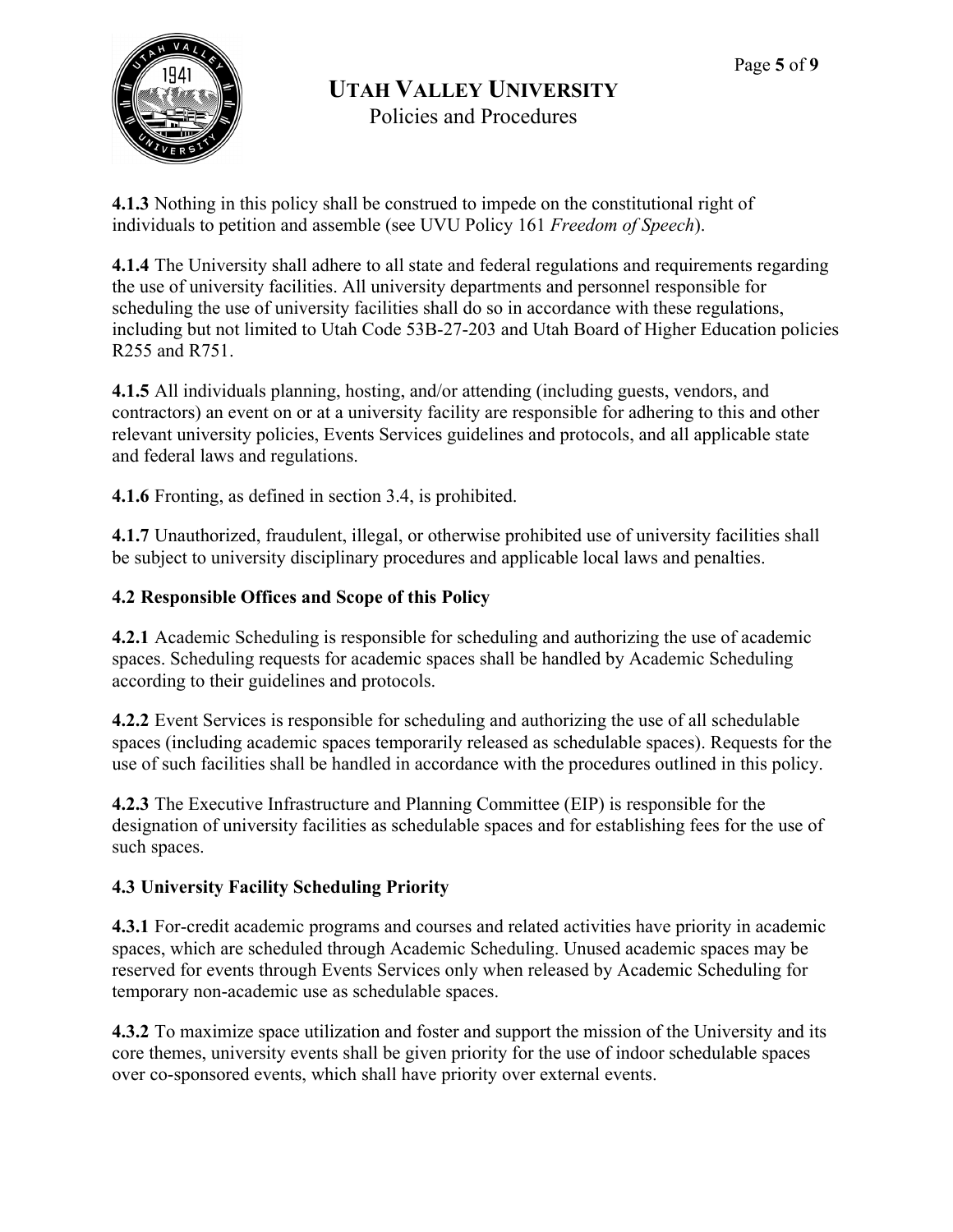**4.1.3** Nothing in this policy shall be construed to impede on the constitutional right of individuals to petition and assemble (see UVU Policy 161 *Freedom of Speech*).

**4.1.4** The University shall adhere to all state and federal regulations and requirements regarding the use of university facilities. All university departments and personnel responsible for scheduling the use of university facilities shall do so in accordance with these regulations, including but not limited to Utah Code 53B-27-203 and Utah Board of Higher Education policies R255 and R751.

**4.1.5** All individuals planning, hosting, and/or attending (including guests, vendors, and contractors) an event on or at a university facility are responsible for adhering to this and other relevant university policies, Events Services guidelines and protocols, and all applicable state and federal laws and regulations.

**4.1.6** Fronting, as defined in section 3.4, is prohibited.

**4.1.7** Unauthorized, fraudulent, illegal, or otherwise prohibited use of university facilities shall be subject to university disciplinary procedures and applicable local laws and penalties.

### 4.2 Responsible Offices and Scope of this Policy

**4.2.1** Academic Scheduling is responsible for scheduling and authorizing the use of academic spaces. Scheduling requests for academic spaces shall be handled by Academic Scheduling according to their guidelines and protocols.

**4.2.2** Event Services is responsible for scheduling and authorizing the use of all schedulable spaces (including academic spaces temporarily released as schedulable spaces). Requests for the use of such facilities shall be handled in accordance with the procedures outlined in this policy.

**4.2.3** The Executive Infrastructure and Planning Committee (EIP) is responsible for the designation of university facilities as schedulable spaces and for establishing fees for the use of such spaces.

### 4.3 University Facility Scheduling Priority

**4.3.1** For-credit academic programs and courses and related activities have priority in academic spaces, which are scheduled through Academic Scheduling. Unused academic spaces may be reserved for events through Events Services only when released by Academic Scheduling for temporary non-academic use as schedulable spaces.

**4.3.2** To maximize space utilization and foster and support the mission of the University and its core themes, university events shall be given priority for the use of indoor schedulable spaces over co-sponsored events, which shall have priority over external events.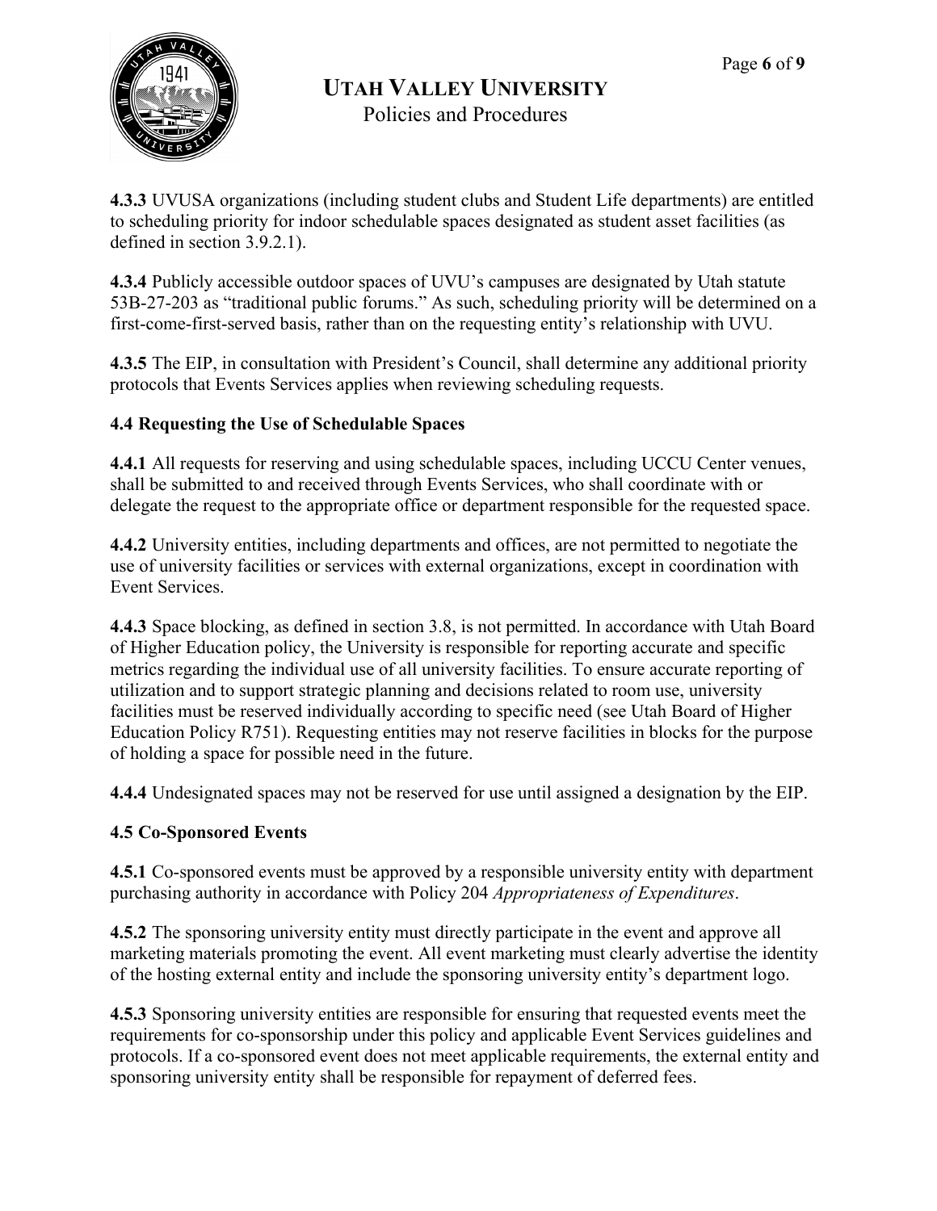**4.3.3** UVUSA organizations (including student clubs and Student Life departments) are entitled to scheduling priority for indoor schedulable spaces designated as student asset facilities (as defined in section 3.9.2.1).

**4.3.4** Publicly accessible outdoor spaces of UVU's campuses are designated by Utah statute 53B-27-203 as "traditional public forums." As such, scheduling priority will be determined on a first-come-first-served basis, rather than on the requesting entity's relationship with UVU.

**4.3.5** The EIP, in consultation with President's Council, shall determine any additional priority protocols that Events Services applies when reviewing scheduling requests.

### 4.4 Requesting the Use of Schedulable Spaces

**4.4.1** All requests for reserving and using schedulable spaces, including UCCU Center venues, shall be submitted to and received through Events Services, who shall coordinate with or delegate the request to the appropriate office or department responsible for the requested space.

**4.4.2** University entities, including departments and offices, are not permitted to negotiate the use of university facilities or services with external organizations, except in coordination with Event Services.

**4.4.3** Space blocking, as defined in section 3.8, is not permitted. In accordance with Utah Board of Higher Education policy, the University is responsible for reporting accurate and specific metrics regarding the individual use of all university facilities. To ensure accurate reporting of utilization and to support strategic planning and decisions related to room use, university facilities must be reserved individually according to specific need (see Utah Board of Higher Education Policy R751). Requesting entities may not reserve facilities in blocks for the purpose of holding a space for possible need in the future.

**4.4.4** Undesignated spaces may not be reserved for use until assigned a designation by the EIP.

### 4.5 Co-Sponsored Events

**4.5.1** Co-sponsored events must be approved by a responsible university entity with department purchasing authority in accordance with Policy 204 *Appropriateness of Expenditures*.

**4.5.2** The sponsoring university entity must directly participate in the event and approve all marketing materials promoting the event. All event marketing must clearly advertise the identity of the hosting external entity and include the sponsoring university entity's department logo.

**4.5.3** Sponsoring university entities are responsible for ensuring that requested events meet the requirements for co-sponsorship under this policy and applicable Event Services guidelines and protocols. If a co-sponsored event does not meet applicable requirements, the external entity and sponsoring university entity shall be responsible for repayment of deferred fees.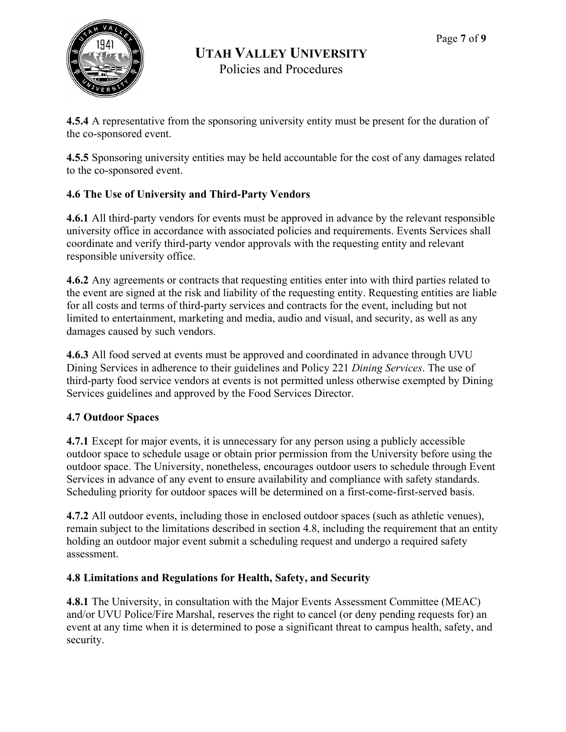**4.5.4** A representative from the sponsoring university entity must be present for the duration of the co-sponsored event.

**4.5.5** Sponsoring university entities may be held accountable for the cost of any damages related to the co-sponsored event.

### 4.6 The Use of University and Third-Party Vendors

**4.6.1** All third-party vendors for events must be approved in advance by the relevant responsible university office in accordance with associated policies and requirements. Events Services shall coordinate and verify third-party vendor approvals with the requesting entity and relevant responsible university office.

**4.6.2** Any agreements or contracts that requesting entities enter into with third parties related to the event are signed at the risk and liability of the requesting entity. Requesting entities are liable for all costs and terms of third-party services and contracts for the event, including but not limited to entertainment, marketing and media, audio and visual, and security, as well as any damages caused by such vendors.

**4.6.3** All food served at events must be approved and coordinated in advance through UVU Dining Services in adherence to their guidelines and Policy 221 *Dining Services*. The use of third-party food service vendors at events is not permitted unless otherwise exempted by Dining Services guidelines and approved by the Food Services Director.

### 4.7 Outdoor Spaces

**4.7.1** Except for major events, it is unnecessary for any person using a publicly accessible outdoor space to schedule usage or obtain prior permission from the University before using the outdoor space. The University, nonetheless, encourages outdoor users to schedule through Event Services in advance of any event to ensure availability and compliance with safety standards. Scheduling priority for outdoor spaces will be determined on a first-come-first-served basis.

**4.7.2** All outdoor events, including those in enclosed outdoor spaces (such as athletic venues), remain subject to the limitations described in section 4.8, including the requirement that an entity holding an outdoor major event submit a scheduling request and undergo a required safety assessment.

### 4.8 Limitations and Regulations for Health, Safety, and Security

**4.8.1** The University, in consultation with the Major Events Assessment Committee (MEAC) and/or UVU Police/Fire Marshal, reserves the right to cancel (or deny pending requests for) an event at any time when it is determined to pose a significant threat to campus health, safety, and security.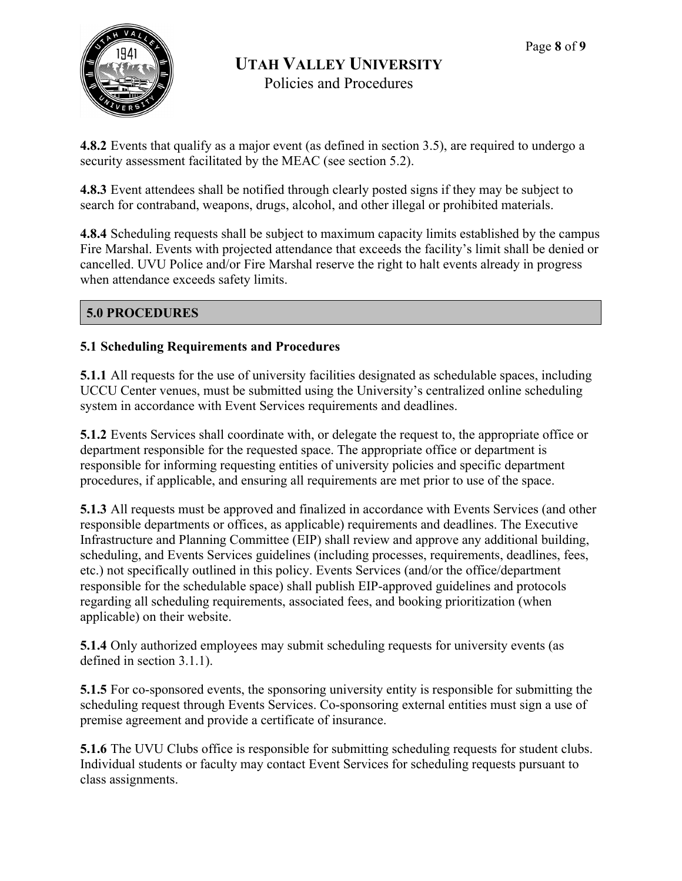**4.8.2** Events that qualify as a major event (as defined in section 3.5), are required to undergo a security assessment facilitated by the MEAC (see section 5.2).

**4.8.3** Event attendees shall be notified through clearly posted signs if they may be subject to search for contraband, weapons, drugs, alcohol, and other illegal or prohibited materials.

**4.8.4** Scheduling requests shall be subject to maximum capacity limits established by the campus Fire Marshal. Events with projected attendance that exceeds the facility's limit shall be denied or cancelled. UVU Police and/or Fire Marshal reserve the right to halt events already in progress when attendance exceeds safety limits.

## 5.0 PROCEDURES

### 5.1 Scheduling Requirements and Procedures

**5.1.1** All requests for the use of university facilities designated as schedulable spaces, including UCCU Center venues, must be submitted using the University's centralized online scheduling system in accordance with Event Services requirements and deadlines.

**5.1.2** Events Services shall coordinate with, or delegate the request to, the appropriate office or department responsible for the requested space. The appropriate office or department is responsible for informing requesting entities of university policies and specific department procedures, if applicable, and ensuring all requirements are met prior to use of the space.

**5.1.3** All requests must be approved and finalized in accordance with Events Services (and other responsible departments or offices, as applicable) requirements and deadlines. The Executive Infrastructure and Planning Committee (EIP) shall review and approve any additional building, scheduling, and Events Services guidelines (including processes, requirements, deadlines, fees, etc.) not specifically outlined in this policy. Events Services (and/or the office/department responsible for the schedulable space) shall publish EIP-approved guidelines and protocols regarding all scheduling requirements, associated fees, and booking prioritization (when applicable) on their website.

**5.1.4** Only authorized employees may submit scheduling requests for university events (as defined in section 3.1.1).

**5.1.5** For co-sponsored events, the sponsoring university entity is responsible for submitting the scheduling request through Events Services. Co-sponsoring external entities must sign a use of premise agreement and provide a certificate of insurance.

**5.1.6** The UVU Clubs office is responsible for submitting scheduling requests for student clubs. Individual students or faculty may contact Event Services for scheduling requests pursuant to class assignments.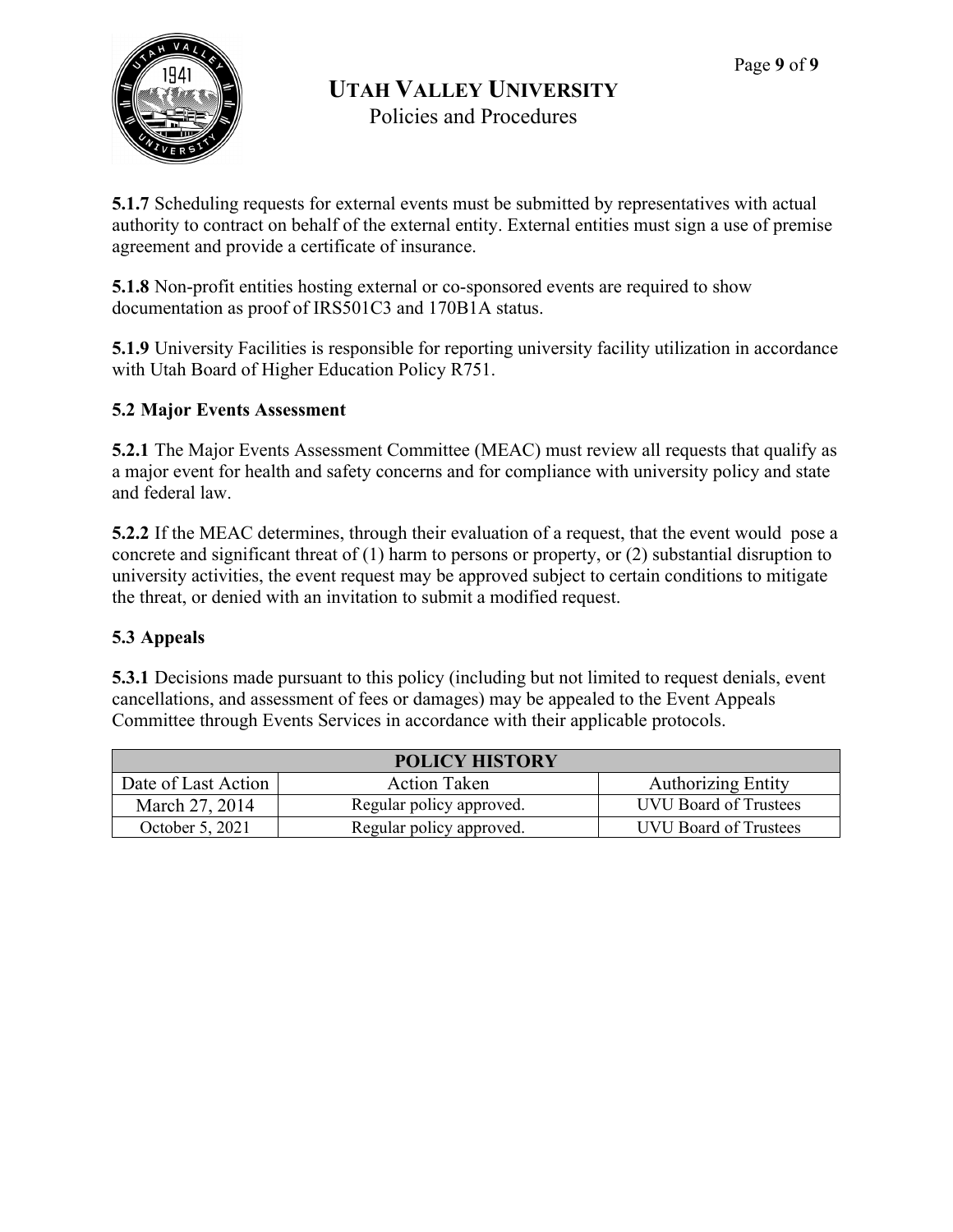**5.1.7** Scheduling requests for external events must be submitted by representatives with actual authority to contract on behalf of the external entity. External entities must sign a use of premise agreement and provide a certificate of insurance.

**5.1.8** Non-profit entities hosting external or co-sponsored events are required to show documentation as proof of IRS501C3 and 170B1A status.

**5.1.9** University Facilities is responsible for reporting university facility utilization in accordance with Utah Board of Higher Education Policy R751.

### 5.2 Major Events Assessment

**5.2.1** The Major Events Assessment Committee (MEAC) must review all requests that qualify as a major event for health and safety concerns and for compliance with university policy and state and federal law.

**5.2.2** If the MEAC determines, through their evaluation of a request, that the event would pose a concrete and significant threat of (1) harm to persons or property, or (2) substantial disruption to university activities, the event request may be approved subject to certain conditions to mitigate the threat, or denied with an invitation to submit a modified request.

### 5.3 Appeals

**5.3.1** Decisions made pursuant to this policy (including but not limited to request denials, event cancellations, and assessment of fees or damages) may be appealed to the Event Appeals Committee through Events Services in accordance with their applicable protocols.

| POLICY HISTORY | | |
|---|---|---|
| Date of Last Action | Action Taken | Authorizing Entity |
| March 27, 2014 | Regular policy approved. | UVU Board of Trustees |
| October 5, 2021 | Regular policy approved. | UVU Board of Trustees |